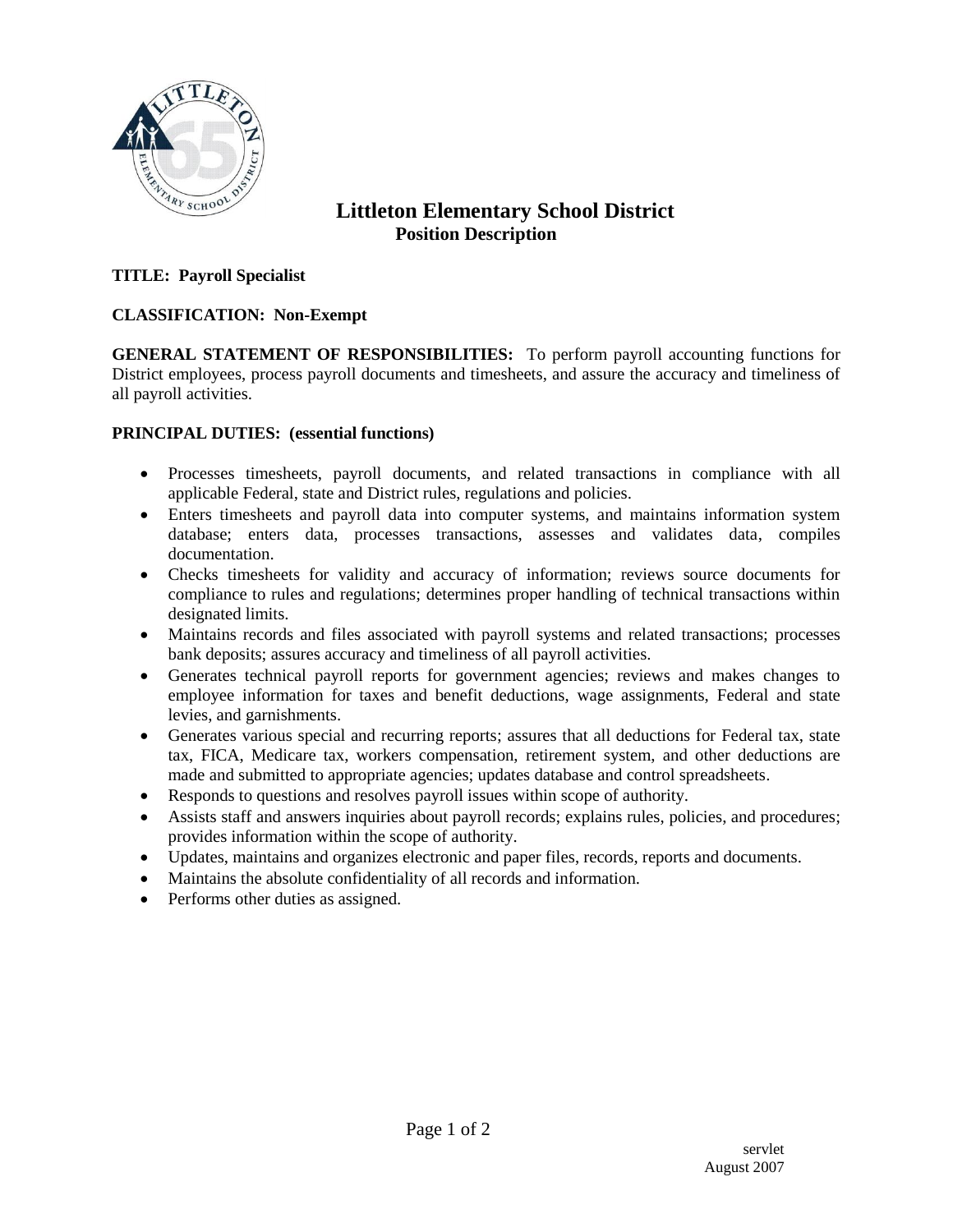# Littleton Elementary School District

## Position Description

**TITLE: Payroll Specialist**

**CLASSIFICATION: Non-Exempt**

**GENERAL STATEMENT OF RESPONSIBILITIES:** To perform payroll accounting functions for District employees, process payroll documents and timesheets, and assure the accuracy and timeliness of all payroll activities.

**PRINCIPAL DUTIES: (essential functions)**

- Processes timesheets, payroll documents, and related transactions in compliance with all applicable Federal, state and District rules, regulations and policies.
- Enters timesheets and payroll data into computer systems, and maintains information system database; enters data, processes transactions, assesses and validates data, compiles documentation.
- Checks timesheets for validity and accuracy of information; reviews source documents for compliance to rules and regulations; determines proper handling of technical transactions within designated limits.
- Maintains records and files associated with payroll systems and related transactions; processes bank deposits; assures accuracy and timeliness of all payroll activities.
- Generates technical payroll reports for government agencies; reviews and makes changes to employee information for taxes and benefit deductions, wage assignments, Federal and state levies, and garnishments.
- Generates various special and recurring reports; assures that all deductions for Federal tax, state tax, FICA, Medicare tax, workers compensation, retirement system, and other deductions are made and submitted to appropriate agencies; updates database and control spreadsheets.
- Responds to questions and resolves payroll issues within scope of authority.
- Assists staff and answers inquiries about payroll records; explains rules, policies, and procedures; provides information within the scope of authority.
- Updates, maintains and organizes electronic and paper files, records, reports and documents.
- Maintains the absolute confidentiality of all records and information.
- Performs other duties as assigned.

servlet
August 2007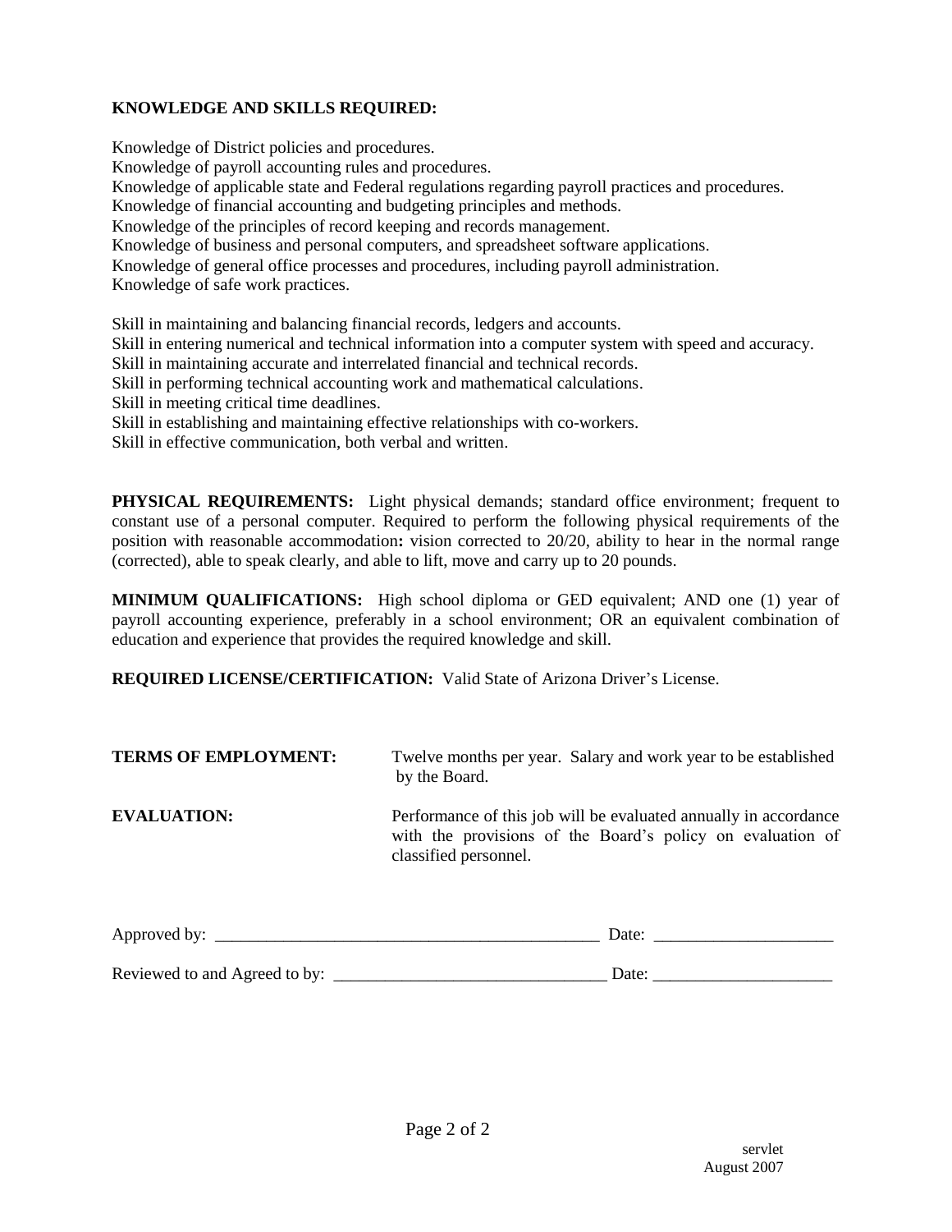**KNOWLEDGE AND SKILLS REQUIRED:**

Knowledge of District policies and procedures.
Knowledge of payroll accounting rules and procedures.
Knowledge of applicable state and Federal regulations regarding payroll practices and procedures.
Knowledge of financial accounting and budgeting principles and methods.
Knowledge of the principles of record keeping and records management.
Knowledge of business and personal computers, and spreadsheet software applications.
Knowledge of general office processes and procedures, including payroll administration.
Knowledge of safe work practices.

Skill in maintaining and balancing financial records, ledgers and accounts.
Skill in entering numerical and technical information into a computer system with speed and accuracy.
Skill in maintaining accurate and interrelated financial and technical records.
Skill in performing technical accounting work and mathematical calculations.
Skill in meeting critical time deadlines.
Skill in establishing and maintaining effective relationships with co-workers.
Skill in effective communication, both verbal and written.

**PHYSICAL REQUIREMENTS:** Light physical demands; standard office environment; frequent to constant use of a personal computer. Required to perform the following physical requirements of the position with reasonable accommodation**:** vision corrected to 20/20, ability to hear in the normal range (corrected), able to speak clearly, and able to lift, move and carry up to 20 pounds.

**MINIMUM QUALIFICATIONS:** High school diploma or GED equivalent; AND one (1) year of payroll accounting experience, preferably in a school environment; OR an equivalent combination of education and experience that provides the required knowledge and skill.

**REQUIRED LICENSE/CERTIFICATION:** Valid State of Arizona Driver's License.

**TERMS OF EMPLOYMENT:** Twelve months per year. Salary and work year to be established by the Board.

**EVALUATION:** Performance of this job will be evaluated annually in accordance with the provisions of the Board's policy on evaluation of classified personnel.

Approved by: ______________________________________________ Date: _____________________

Reviewed to and Agreed to by: ________________________________ Date: _____________________

servlet
August 2007